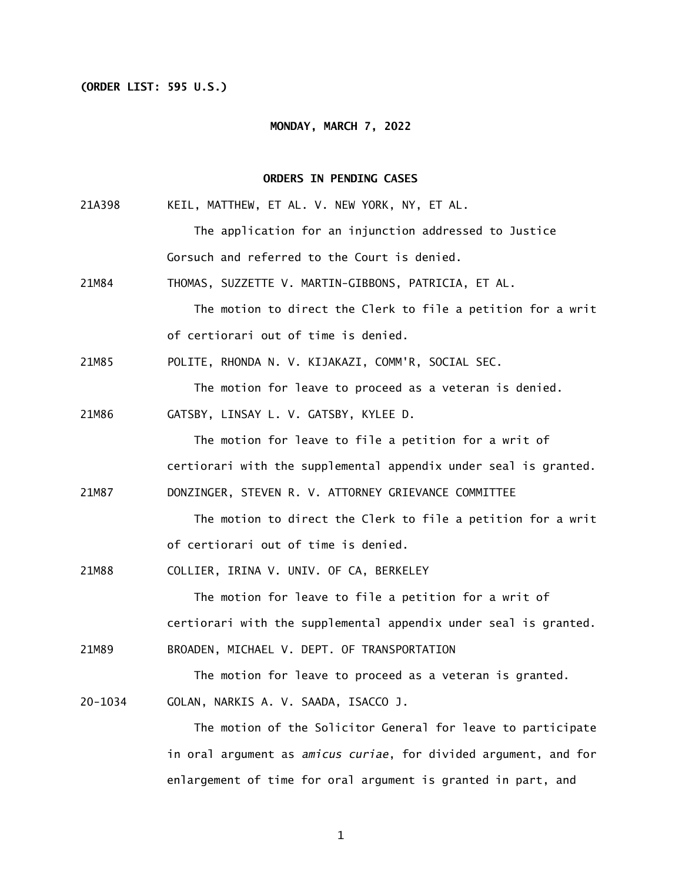**(ORDER LIST: 595 U.S.)**

**MONDAY, MARCH 7, 2022**

**ORDERS IN PENDING CASES**

21A398 KEIL, MATTHEW, ET AL. V. NEW YORK, NY, ET AL.

The application for an injunction addressed to Justice Gorsuch and referred to the Court is denied.

21M84 THOMAS, SUZZETTE V. MARTIN-GIBBONS, PATRICIA, ET AL.

The motion to direct the Clerk to file a petition for a writ of certiorari out of time is denied.

21M85 POLITE, RHONDA N. V. KIJAKAZI, COMM'R, SOCIAL SEC.

The motion for leave to proceed as a veteran is denied.

21M86 GATSBY, LINSAY L. V. GATSBY, KYLEE D.

The motion for leave to file a petition for a writ of certiorari with the supplemental appendix under seal is granted.

21M87 DONZINGER, STEVEN R. V. ATTORNEY GRIEVANCE COMMITTEE

The motion to direct the Clerk to file a petition for a writ of certiorari out of time is denied.

21M88 COLLIER, IRINA V. UNIV. OF CA, BERKELEY

The motion for leave to file a petition for a writ of certiorari with the supplemental appendix under seal is granted.

21M89 BROADEN, MICHAEL V. DEPT. OF TRANSPORTATION

The motion for leave to proceed as a veteran is granted.

20-1034 GOLAN, NARKIS A. V. SAADA, ISACCO J.

The motion of the Solicitor General for leave to participate in oral argument as *amicus curiae*, for divided argument, and for enlargement of time for oral argument is granted in part, and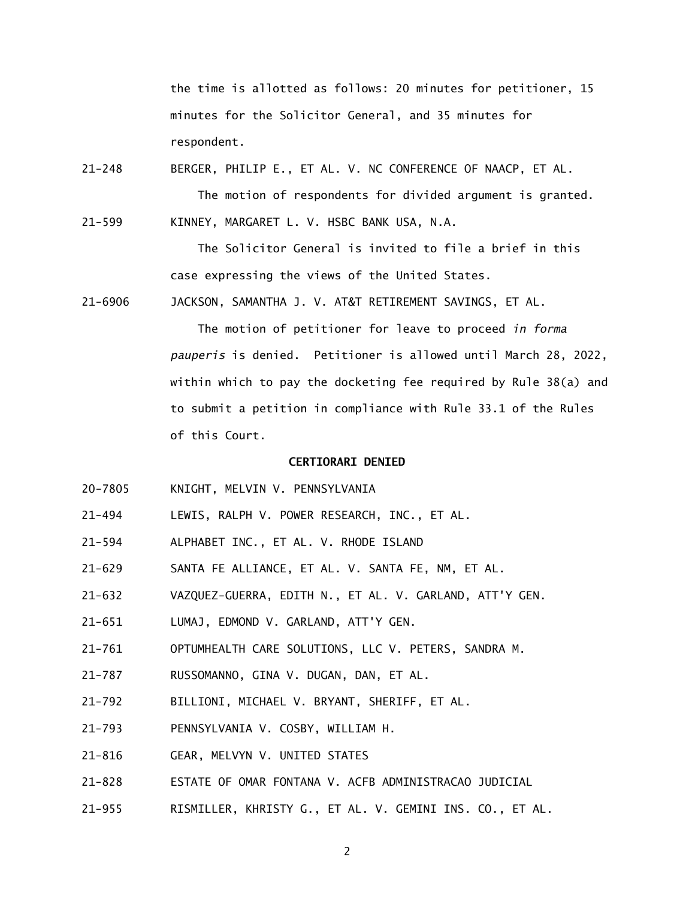the time is allotted as follows: 20 minutes for petitioner, 15 minutes for the Solicitor General, and 35 minutes for respondent.

21-248 BERGER, PHILIP E., ET AL. V. NC CONFERENCE OF NAACP, ET AL.

The motion of respondents for divided argument is granted.

21-599 KINNEY, MARGARET L. V. HSBC BANK USA, N.A.

The Solicitor General is invited to file a brief in this case expressing the views of the United States.

21-6906 JACKSON, SAMANTHA J. V. AT&T RETIREMENT SAVINGS, ET AL.

The motion of petitioner for leave to proceed *in forma pauperis* is denied. Petitioner is allowed until March 28, 2022, within which to pay the docketing fee required by Rule 38(a) and to submit a petition in compliance with Rule 33.1 of the Rules of this Court.

**CERTIORARI DENIED**

20-7805 KNIGHT, MELVIN V. PENNSYLVANIA

21-494 LEWIS, RALPH V. POWER RESEARCH, INC., ET AL.

21-594 ALPHABET INC., ET AL. V. RHODE ISLAND

21-629 SANTA FE ALLIANCE, ET AL. V. SANTA FE, NM, ET AL.

21-632 VAZQUEZ-GUERRA, EDITH N., ET AL. V. GARLAND, ATT'Y GEN.

21-651 LUMAJ, EDMOND V. GARLAND, ATT'Y GEN.

21-761 OPTUMHEALTH CARE SOLUTIONS, LLC V. PETERS, SANDRA M.

21-787 RUSSOMANNO, GINA V. DUGAN, DAN, ET AL.

21-792 BILLIONI, MICHAEL V. BRYANT, SHERIFF, ET AL.

21-793 PENNSYLVANIA V. COSBY, WILLIAM H.

21-816 GEAR, MELVYN V. UNITED STATES

21-828 ESTATE OF OMAR FONTANA V. ACFB ADMINISTRACAO JUDICIAL

21-955 RISMILLER, KHRISTY G., ET AL. V. GEMINI INS. CO., ET AL.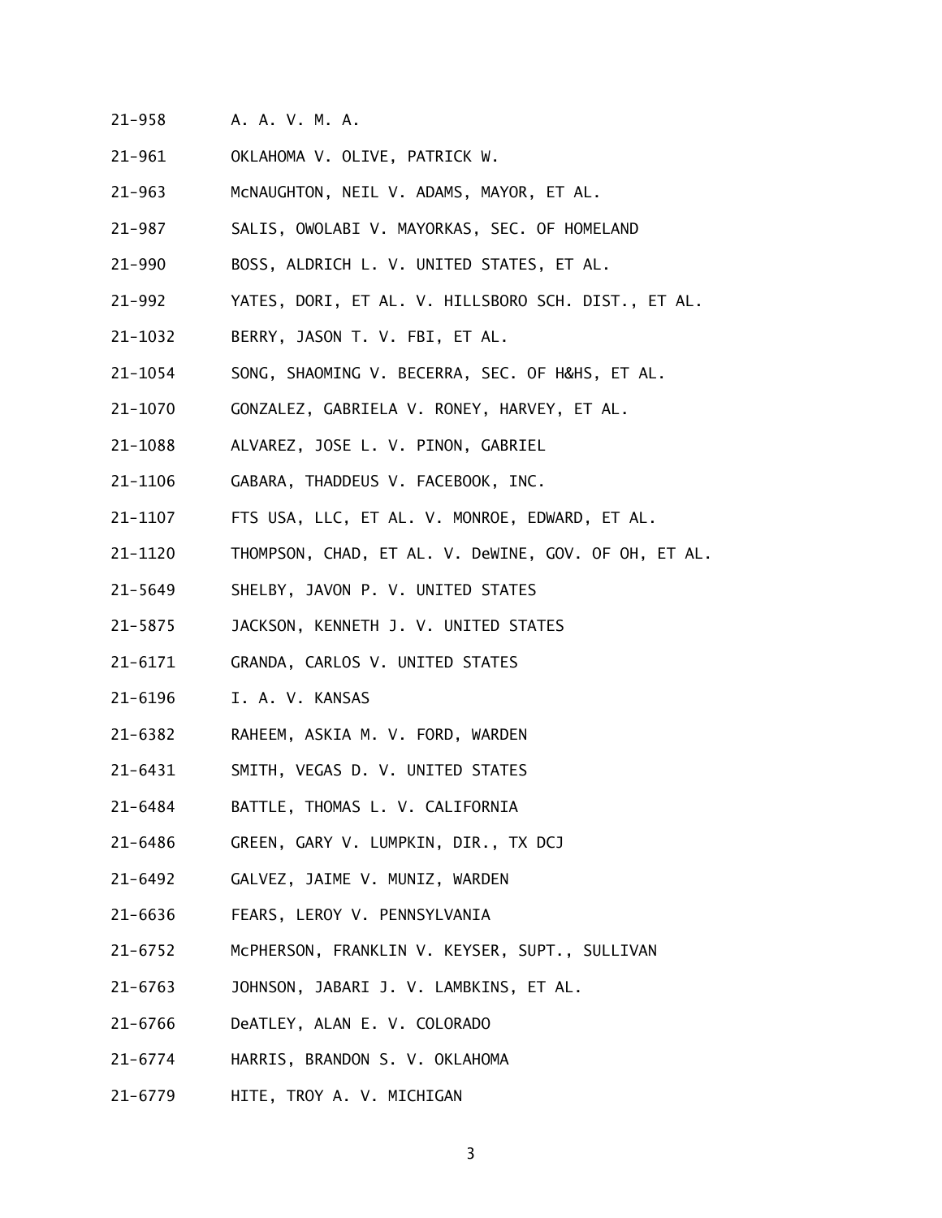21-958 A. A. V. M. A.

21-961 OKLAHOMA V. OLIVE, PATRICK W.

21-963 McNAUGHTON, NEIL V. ADAMS, MAYOR, ET AL.

21-987 SALIS, OWOLABI V. MAYORKAS, SEC. OF HOMELAND

21-990 BOSS, ALDRICH L. V. UNITED STATES, ET AL.

21-992 YATES, DORI, ET AL. V. HILLSBORO SCH. DIST., ET AL.

21-1032 BERRY, JASON T. V. FBI, ET AL.

21-1054 SONG, SHAOMING V. BECERRA, SEC. OF H&HS, ET AL.

21-1070 GONZALEZ, GABRIELA V. RONEY, HARVEY, ET AL.

21-1088 ALVAREZ, JOSE L. V. PINON, GABRIEL

21-1106 GABARA, THADDEUS V. FACEBOOK, INC.

21-1107 FTS USA, LLC, ET AL. V. MONROE, EDWARD, ET AL.

21-1120 THOMPSON, CHAD, ET AL. V. DeWINE, GOV. OF OH, ET AL.

21-5649 SHELBY, JAVON P. V. UNITED STATES

21-5875 JACKSON, KENNETH J. V. UNITED STATES

21-6171 GRANDA, CARLOS V. UNITED STATES

21-6196 I. A. V. KANSAS

21-6382 RAHEEM, ASKIA M. V. FORD, WARDEN

21-6431 SMITH, VEGAS D. V. UNITED STATES

21-6484 BATTLE, THOMAS L. V. CALIFORNIA

21-6486 GREEN, GARY V. LUMPKIN, DIR., TX DCJ

21-6492 GALVEZ, JAIME V. MUNIZ, WARDEN

21-6636 FEARS, LEROY V. PENNSYLVANIA

21-6752 McPHERSON, FRANKLIN V. KEYSER, SUPT., SULLIVAN

21-6763 JOHNSON, JABARI J. V. LAMBKINS, ET AL.

21-6766 DeATLEY, ALAN E. V. COLORADO

21-6774 HARRIS, BRANDON S. V. OKLAHOMA

21-6779 HITE, TROY A. V. MICHIGAN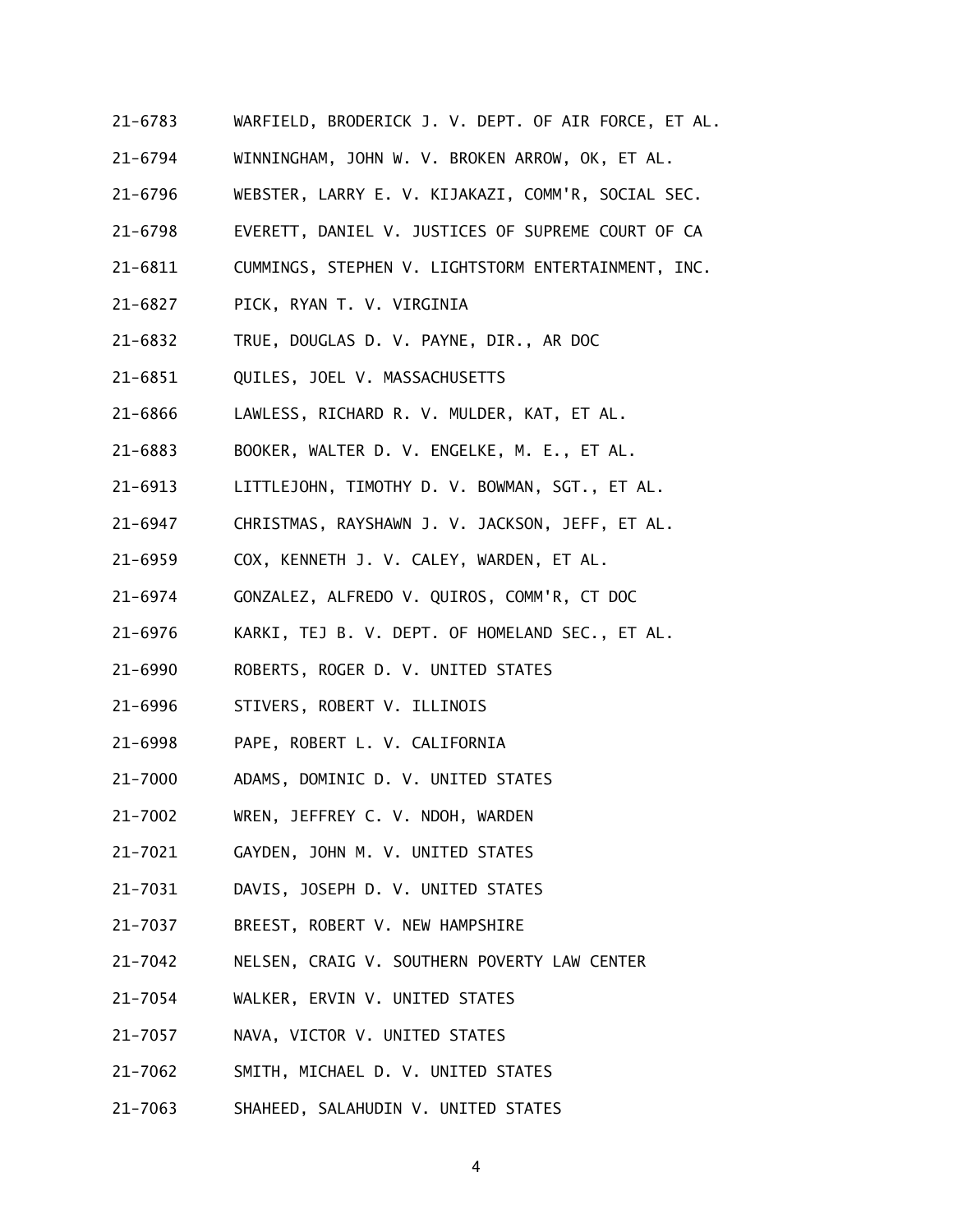21-6783 WARFIELD, BRODERICK J. V. DEPT. OF AIR FORCE, ET AL.

21-6794 WINNINGHAM, JOHN W. V. BROKEN ARROW, OK, ET AL.

21-6796 WEBSTER, LARRY E. V. KIJAKAZI, COMM'R, SOCIAL SEC.

21-6798 EVERETT, DANIEL V. JUSTICES OF SUPREME COURT OF CA

21-6811 CUMMINGS, STEPHEN V. LIGHTSTORM ENTERTAINMENT, INC.

21-6827 PICK, RYAN T. V. VIRGINIA

21-6832 TRUE, DOUGLAS D. V. PAYNE, DIR., AR DOC

21-6851 QUILES, JOEL V. MASSACHUSETTS

21-6866 LAWLESS, RICHARD R. V. MULDER, KAT, ET AL.

21-6883 BOOKER, WALTER D. V. ENGELKE, M. E., ET AL.

21-6913 LITTLEJOHN, TIMOTHY D. V. BOWMAN, SGT., ET AL.

21-6947 CHRISTMAS, RAYSHAWN J. V. JACKSON, JEFF, ET AL.

21-6959 COX, KENNETH J. V. CALEY, WARDEN, ET AL.

21-6974 GONZALEZ, ALFREDO V. QUIROS, COMM'R, CT DOC

21-6976 KARKI, TEJ B. V. DEPT. OF HOMELAND SEC., ET AL.

21-6990 ROBERTS, ROGER D. V. UNITED STATES

21-6996 STIVERS, ROBERT V. ILLINOIS

21-6998 PAPE, ROBERT L. V. CALIFORNIA

21-7000 ADAMS, DOMINIC D. V. UNITED STATES

21-7002 WREN, JEFFREY C. V. NDOH, WARDEN

21-7021 GAYDEN, JOHN M. V. UNITED STATES

21-7031 DAVIS, JOSEPH D. V. UNITED STATES

21-7037 BREEST, ROBERT V. NEW HAMPSHIRE

21-7042 NELSEN, CRAIG V. SOUTHERN POVERTY LAW CENTER

21-7054 WALKER, ERVIN V. UNITED STATES

21-7057 NAVA, VICTOR V. UNITED STATES

21-7062 SMITH, MICHAEL D. V. UNITED STATES

21-7063 SHAHEED, SALAHUDIN V. UNITED STATES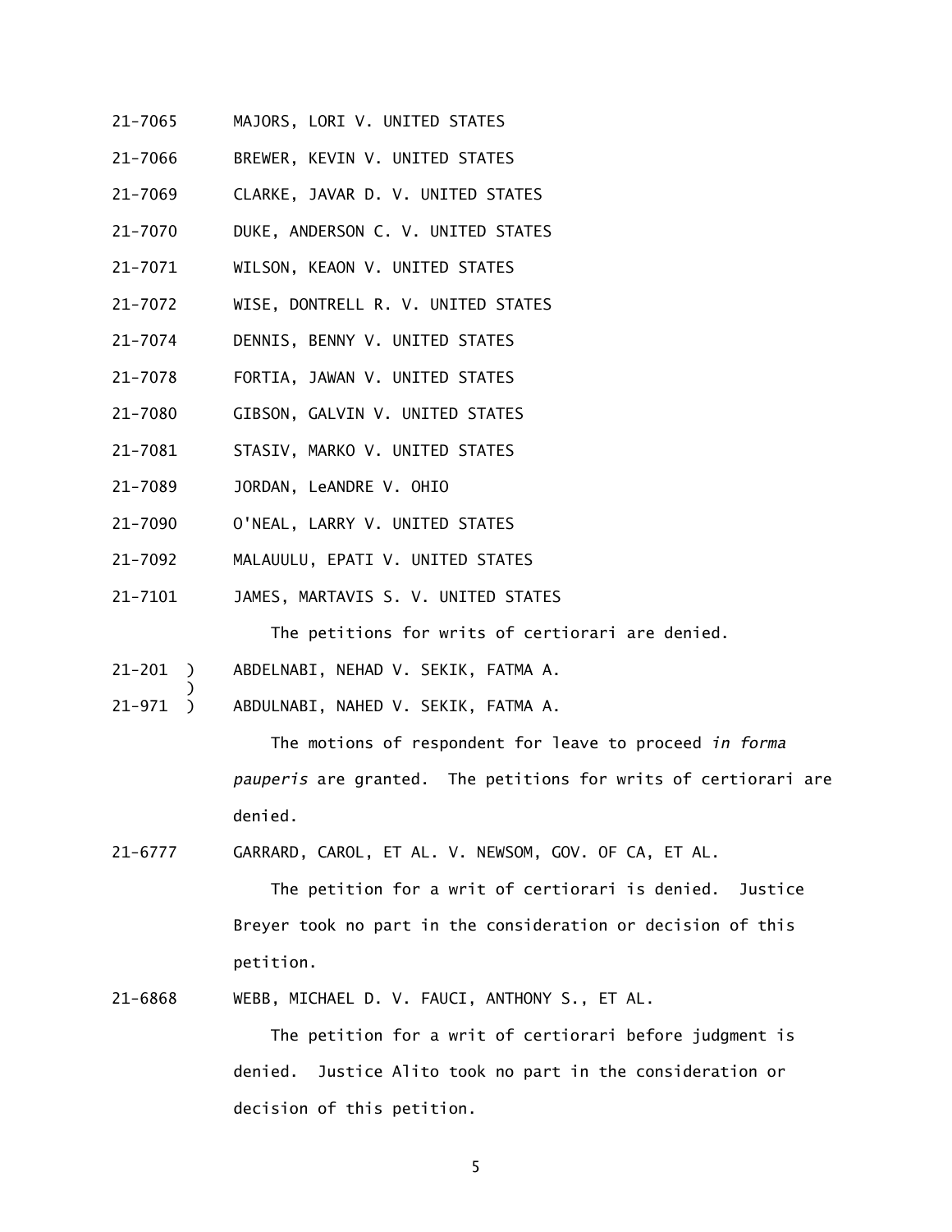21-7065 MAJORS, LORI V. UNITED STATES

21-7066 BREWER, KEVIN V. UNITED STATES

21-7069 CLARKE, JAVAR D. V. UNITED STATES

21-7070 DUKE, ANDERSON C. V. UNITED STATES

21-7071 WILSON, KEAON V. UNITED STATES

21-7072 WISE, DONTRELL R. V. UNITED STATES

21-7074 DENNIS, BENNY V. UNITED STATES

21-7078 FORTIA, JAWAN V. UNITED STATES

21-7080 GIBSON, GALVIN V. UNITED STATES

21-7081 STASIV, MARKO V. UNITED STATES

21-7089 JORDAN, LeANDRE V. OHIO

21-7090 O'NEAL, LARRY V. UNITED STATES

21-7092 MALAUULU, EPATI V. UNITED STATES

21-7101 JAMES, MARTAVIS S. V. UNITED STATES

The petitions for writs of certiorari are denied.

21-201 ) ABDELNABI, NEHAD V. SEKIK, FATMA A.
)
21-971 ) ABDULNABI, NAHED V. SEKIK, FATMA A.

The motions of respondent for leave to proceed *in forma pauperis* are granted. The petitions for writs of certiorari are denied.

21-6777 GARRARD, CAROL, ET AL. V. NEWSOM, GOV. OF CA, ET AL.

The petition for a writ of certiorari is denied. Justice Breyer took no part in the consideration or decision of this petition.

21-6868 WEBB, MICHAEL D. V. FAUCI, ANTHONY S., ET AL.

The petition for a writ of certiorari before judgment is denied. Justice Alito took no part in the consideration or decision of this petition.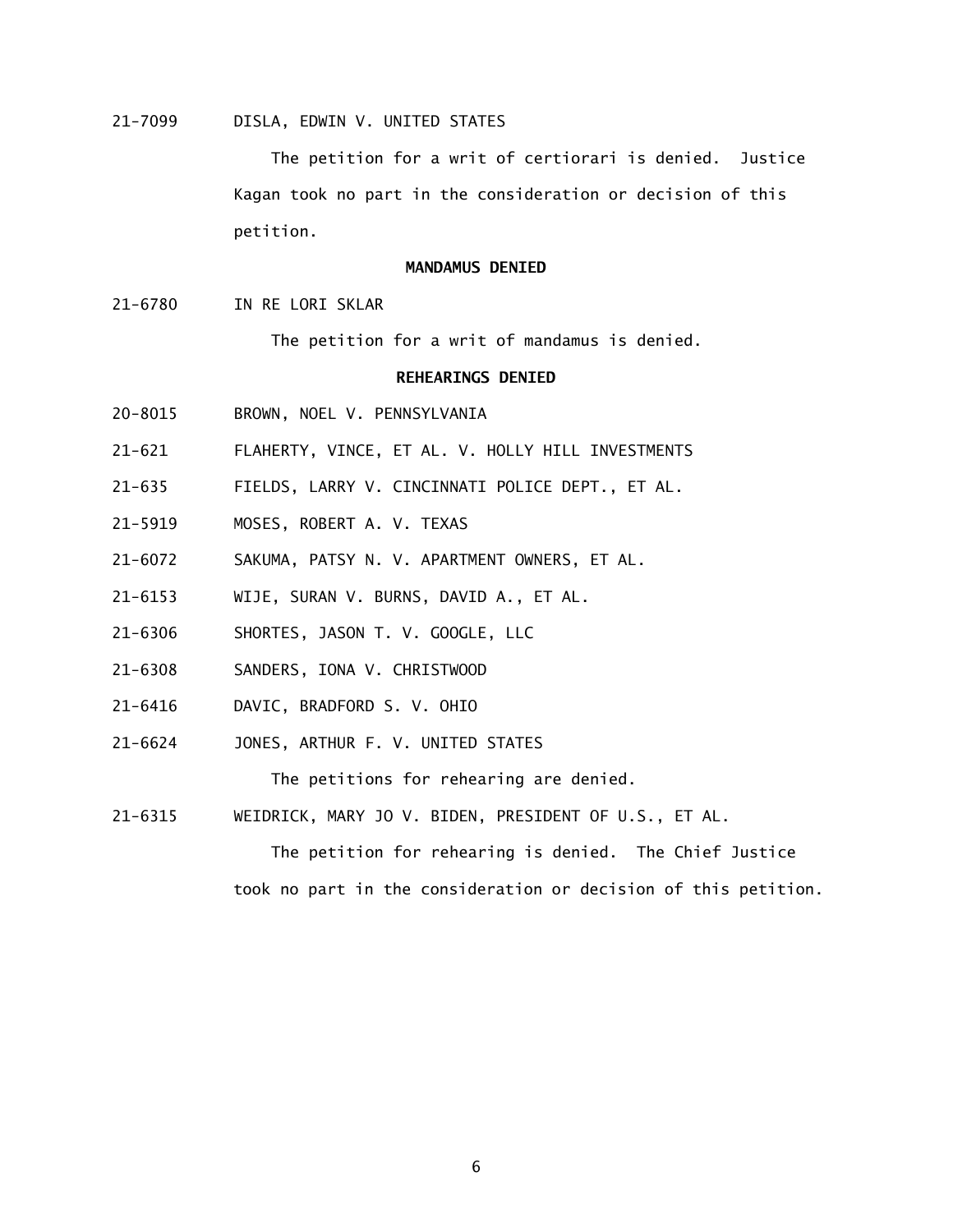21-7099 DISLA, EDWIN V. UNITED STATES

The petition for a writ of certiorari is denied. Justice Kagan took no part in the consideration or decision of this petition.

**MANDAMUS DENIED**

21-6780 IN RE LORI SKLAR

The petition for a writ of mandamus is denied.

**REHEARINGS DENIED**

20-8015 BROWN, NOEL V. PENNSYLVANIA

21-621 FLAHERTY, VINCE, ET AL. V. HOLLY HILL INVESTMENTS

21-635 FIELDS, LARRY V. CINCINNATI POLICE DEPT., ET AL.

21-5919 MOSES, ROBERT A. V. TEXAS

21-6072 SAKUMA, PATSY N. V. APARTMENT OWNERS, ET AL.

21-6153 WIJE, SURAN V. BURNS, DAVID A., ET AL.

21-6306 SHORTES, JASON T. V. GOOGLE, LLC

21-6308 SANDERS, IONA V. CHRISTWOOD

21-6416 DAVIC, BRADFORD S. V. OHIO

21-6624 JONES, ARTHUR F. V. UNITED STATES

The petitions for rehearing are denied.

21-6315 WEIDRICK, MARY JO V. BIDEN, PRESIDENT OF U.S., ET AL.

The petition for rehearing is denied. The Chief Justice took no part in the consideration or decision of this petition.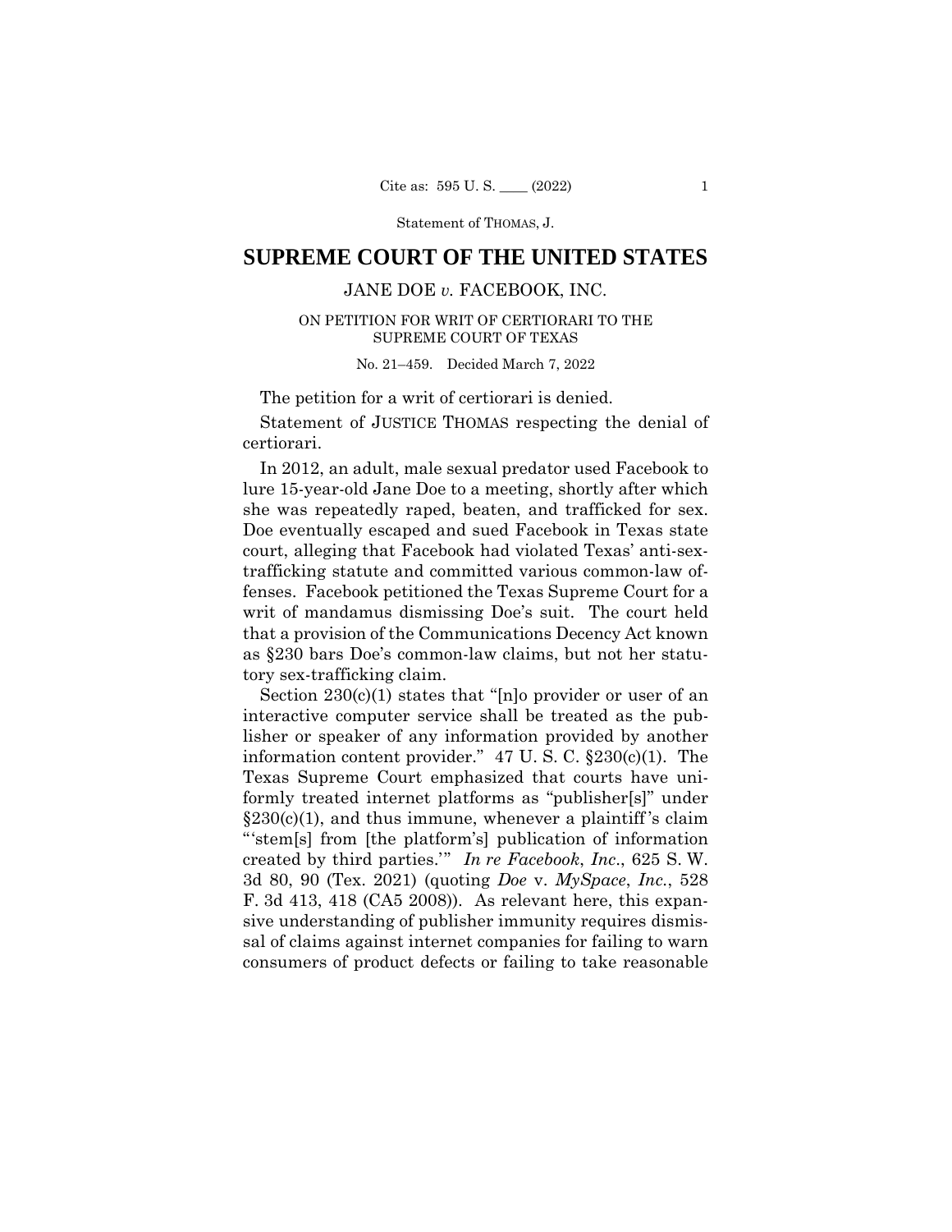# SUPREME COURT OF THE UNITED STATES

JANE DOE *v.* FACEBOOK, INC.

ON PETITION FOR WRIT OF CERTIORARI TO THE SUPREME COURT OF TEXAS

No. 21–459. Decided March 7, 2022

The petition for a writ of certiorari is denied.

Statement of JUSTICE THOMAS respecting the denial of certiorari.

In 2012, an adult, male sexual predator used Facebook to lure 15-year-old Jane Doe to a meeting, shortly after which she was repeatedly raped, beaten, and trafficked for sex. Doe eventually escaped and sued Facebook in Texas state court, alleging that Facebook had violated Texas' anti-sex-trafficking statute and committed various common-law offenses. Facebook petitioned the Texas Supreme Court for a writ of mandamus dismissing Doe's suit. The court held that a provision of the Communications Decency Act known as §230 bars Doe's common-law claims, but not her statutory sex-trafficking claim.

Section 230(c)(1) states that "[n]o provider or user of an interactive computer service shall be treated as the publisher or speaker of any information provided by another information content provider." 47 U. S. C. §230(c)(1). The Texas Supreme Court emphasized that courts have uniformly treated internet platforms as "publisher[s]" under §230(c)(1), and thus immune, whenever a plaintiff's claim "'stem[s] from [the platform's] publication of information created by third parties.'" *In re Facebook*, *Inc*., 625 S. W. 3d 80, 90 (Tex. 2021) (quoting *Doe* v. *MySpace*, *Inc.*, 528 F. 3d 413, 418 (CA5 2008)). As relevant here, this expansive understanding of publisher immunity requires dismissal of claims against internet companies for failing to warn consumers of product defects or failing to take reasonable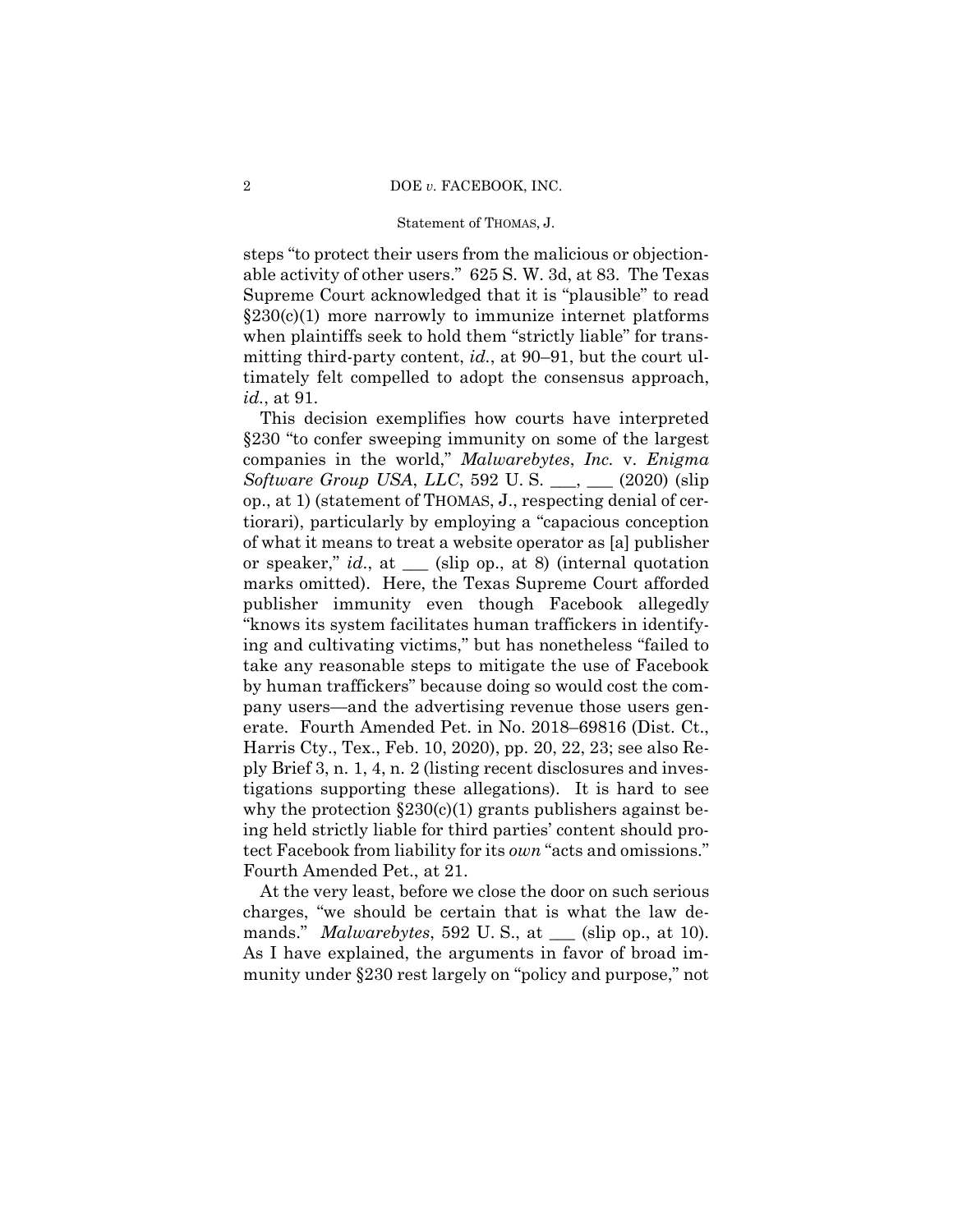steps "to protect their users from the malicious or objectionable activity of other users." 625 S. W. 3d, at 83. The Texas Supreme Court acknowledged that it is "plausible" to read §230(c)(1) more narrowly to immunize internet platforms when plaintiffs seek to hold them "strictly liable" for transmitting third-party content, *id.*, at 90–91, but the court ultimately felt compelled to adopt the consensus approach, *id.*, at 91.

This decision exemplifies how courts have interpreted §230 "to confer sweeping immunity on some of the largest companies in the world," *Malwarebytes*, *Inc.* v. *Enigma Software Group USA*, *LLC*, 592 U. S. ___, ___ (2020) (slip op., at 1) (statement of THOMAS, J., respecting denial of certiorari), particularly by employing a "capacious conception of what it means to treat a website operator as [a] publisher or speaker," *id.*, at ___ (slip op., at 8) (internal quotation marks omitted). Here, the Texas Supreme Court afforded publisher immunity even though Facebook allegedly "knows its system facilitates human traffickers in identifying and cultivating victims," but has nonetheless "failed to take any reasonable steps to mitigate the use of Facebook by human traffickers" because doing so would cost the company users—and the advertising revenue those users generate. Fourth Amended Pet. in No. 2018–69816 (Dist. Ct., Harris Cty., Tex., Feb. 10, 2020), pp. 20, 22, 23; see also Reply Brief 3, n. 1, 4, n. 2 (listing recent disclosures and investigations supporting these allegations). It is hard to see why the protection §230(c)(1) grants publishers against being held strictly liable for third parties' content should protect Facebook from liability for its *own* "acts and omissions." Fourth Amended Pet., at 21.

At the very least, before we close the door on such serious charges, "we should be certain that is what the law demands." *Malwarebytes*, 592 U. S., at ___ (slip op., at 10). As I have explained, the arguments in favor of broad immunity under §230 rest largely on "policy and purpose," not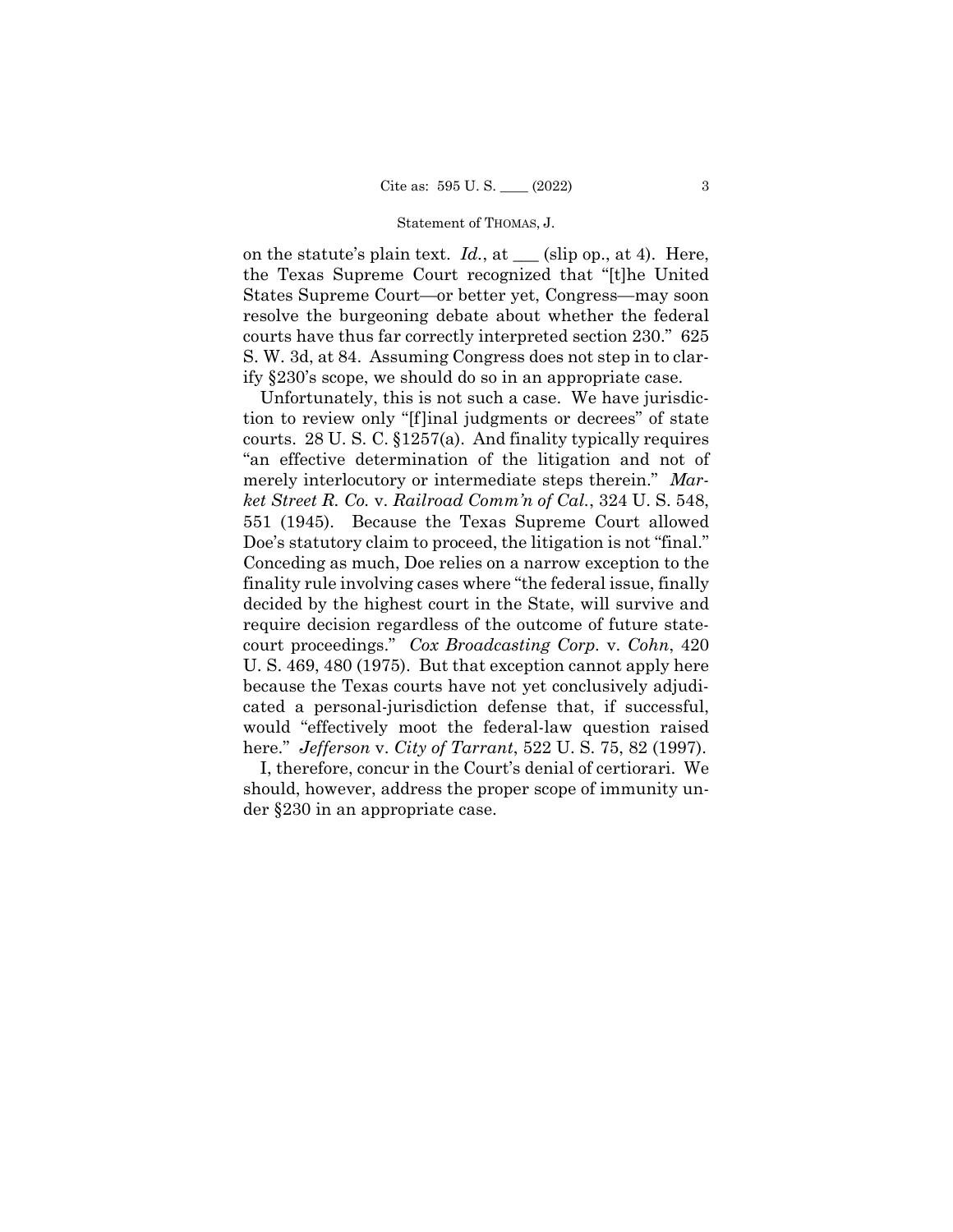on the statute's plain text. *Id.*, at ___ (slip op., at 4). Here, the Texas Supreme Court recognized that "[t]he United States Supreme Court—or better yet, Congress—may soon resolve the burgeoning debate about whether the federal courts have thus far correctly interpreted section 230." 625 S. W. 3d, at 84. Assuming Congress does not step in to clarify §230's scope, we should do so in an appropriate case.

Unfortunately, this is not such a case. We have jurisdiction to review only "[f]inal judgments or decrees" of state courts. 28 U. S. C. §1257(a). And finality typically requires "an effective determination of the litigation and not of merely interlocutory or intermediate steps therein." *Market Street R. Co.* v. *Railroad Comm'n of Cal.*, 324 U. S. 548, 551 (1945). Because the Texas Supreme Court allowed Doe's statutory claim to proceed, the litigation is not "final." Conceding as much, Doe relies on a narrow exception to the finality rule involving cases where "the federal issue, finally decided by the highest court in the State, will survive and require decision regardless of the outcome of future state-court proceedings." *Cox Broadcasting Corp.* v. *Cohn*, 420 U. S. 469, 480 (1975). But that exception cannot apply here because the Texas courts have not yet conclusively adjudicated a personal-jurisdiction defense that, if successful, would "effectively moot the federal-law question raised here." *Jefferson* v. *City of Tarrant*, 522 U. S. 75, 82 (1997).

I, therefore, concur in the Court's denial of certiorari. We should, however, address the proper scope of immunity under §230 in an appropriate case.